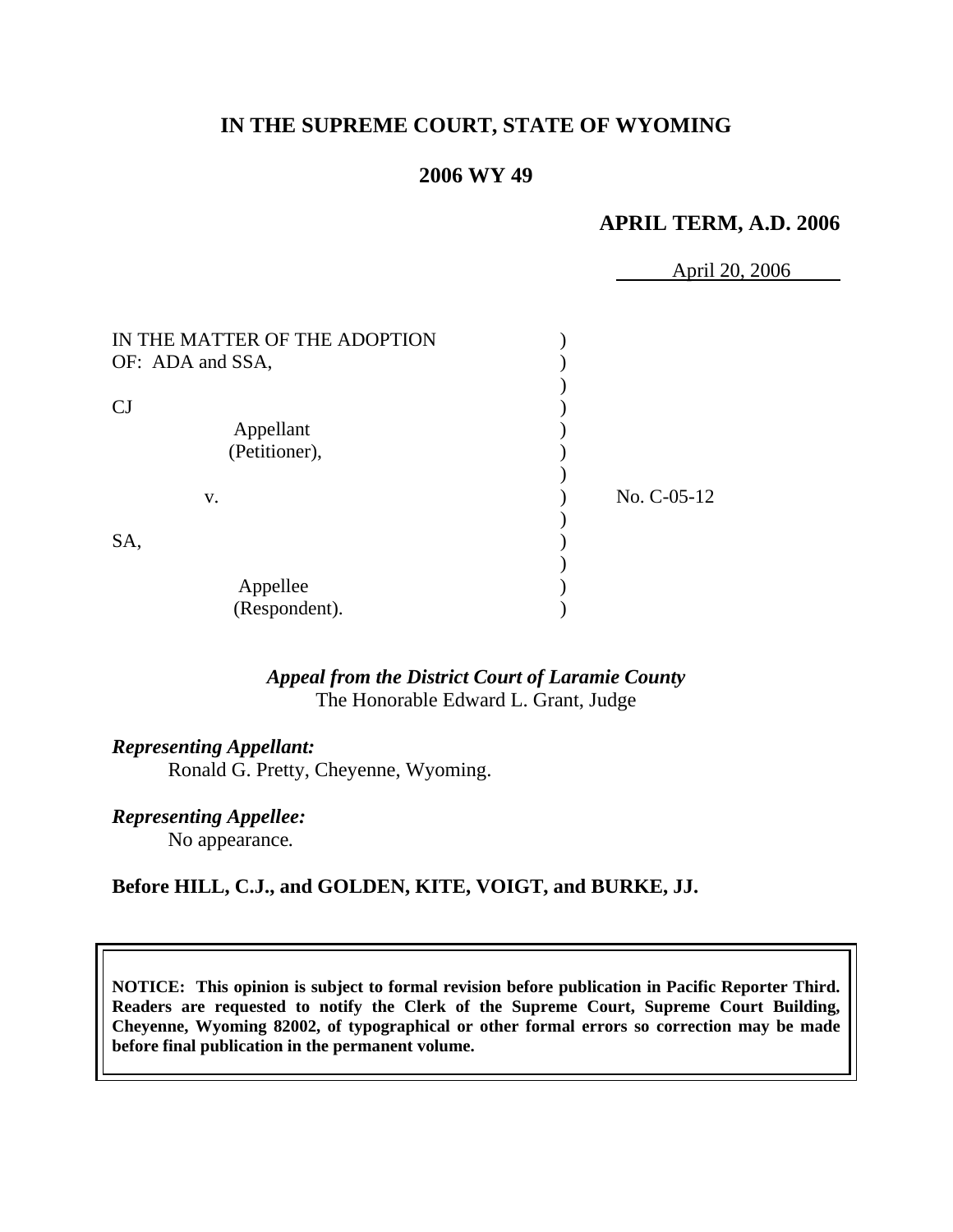# IN THE SUPREME COURT, STATE OF WYOMING

## 2006 WY 49

### APRIL TERM, A.D. 2006

April 20, 2006

IN THE MATTER OF THE ADOPTION OF: ADA and SSA,

CJ

Appellant (Petitioner),

v.

SA,

Appellee (Respondent).

No. C-05-12

*Appeal from the District Court of Laramie County*
The Honorable Edward L. Grant, Judge

***Representing Appellant:***
Ronald G. Pretty, Cheyenne, Wyoming.

***Representing Appellee:***
No appearance.

**Before HILL, C.J., and GOLDEN, KITE, VOIGT, and BURKE, JJ.**

**NOTICE: This opinion is subject to formal revision before publication in Pacific Reporter Third. Readers are requested to notify the Clerk of the Supreme Court, Supreme Court Building, Cheyenne, Wyoming 82002, of typographical or other formal errors so correction may be made before final publication in the permanent volume.**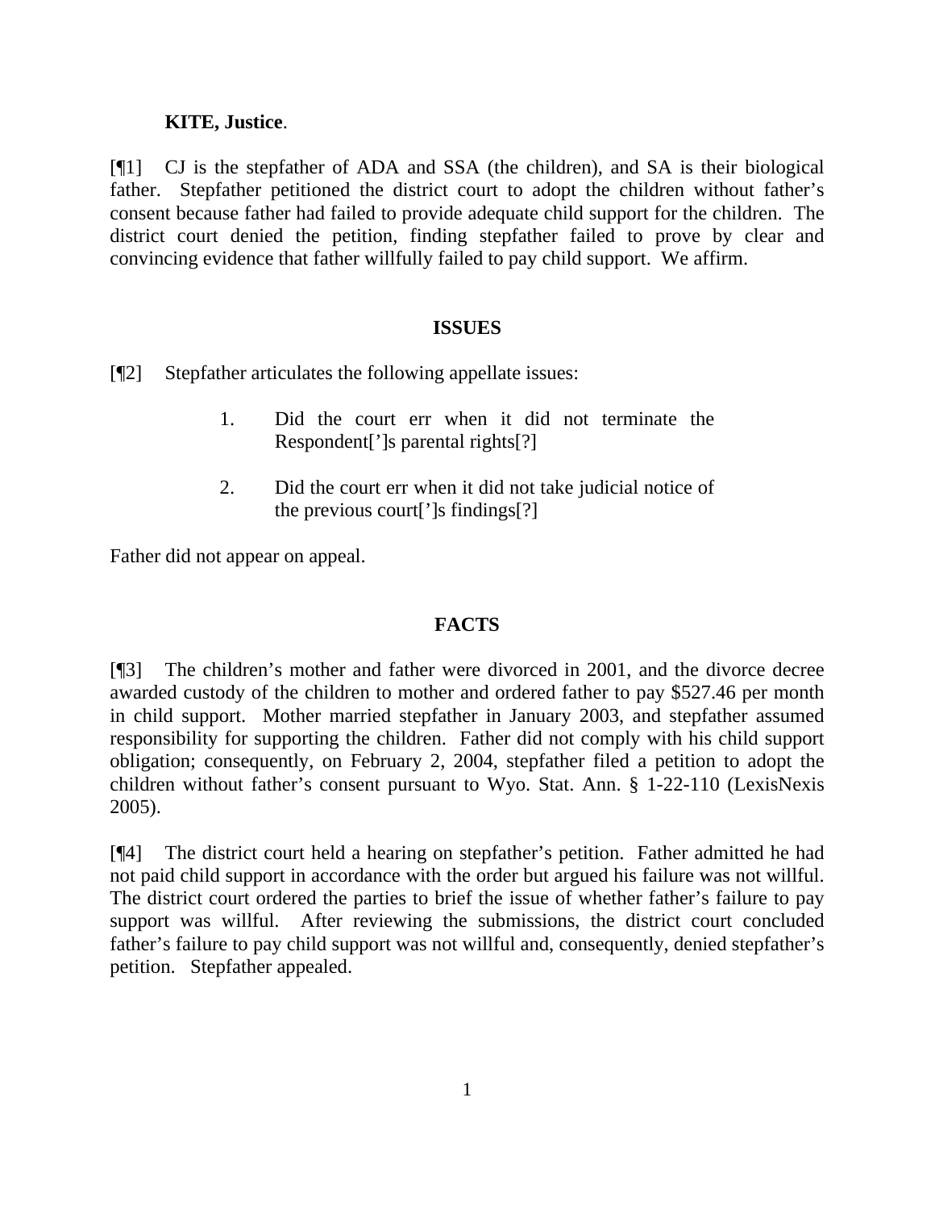**KITE, Justice**.

[¶1] CJ is the stepfather of ADA and SSA (the children), and SA is their biological father. Stepfather petitioned the district court to adopt the children without father's consent because father had failed to provide adequate child support for the children. The district court denied the petition, finding stepfather failed to prove by clear and convincing evidence that father willfully failed to pay child support. We affirm.

## ISSUES

[¶2] Stepfather articulates the following appellate issues:

> 1. Did the court err when it did not terminate the Respondent[']s parental rights[?]
>
> 2. Did the court err when it did not take judicial notice of the previous court[']s findings[?]

Father did not appear on appeal.

## FACTS

[¶3] The children's mother and father were divorced in 2001, and the divorce decree awarded custody of the children to mother and ordered father to pay $527.46 per month in child support. Mother married stepfather in January 2003, and stepfather assumed responsibility for supporting the children. Father did not comply with his child support obligation; consequently, on February 2, 2004, stepfather filed a petition to adopt the children without father's consent pursuant to Wyo. Stat. Ann. § 1-22-110 (LexisNexis 2005).

[¶4] The district court held a hearing on stepfather's petition. Father admitted he had not paid child support in accordance with the order but argued his failure was not willful. The district court ordered the parties to brief the issue of whether father's failure to pay support was willful. After reviewing the submissions, the district court concluded father's failure to pay child support was not willful and, consequently, denied stepfather's petition. Stepfather appealed.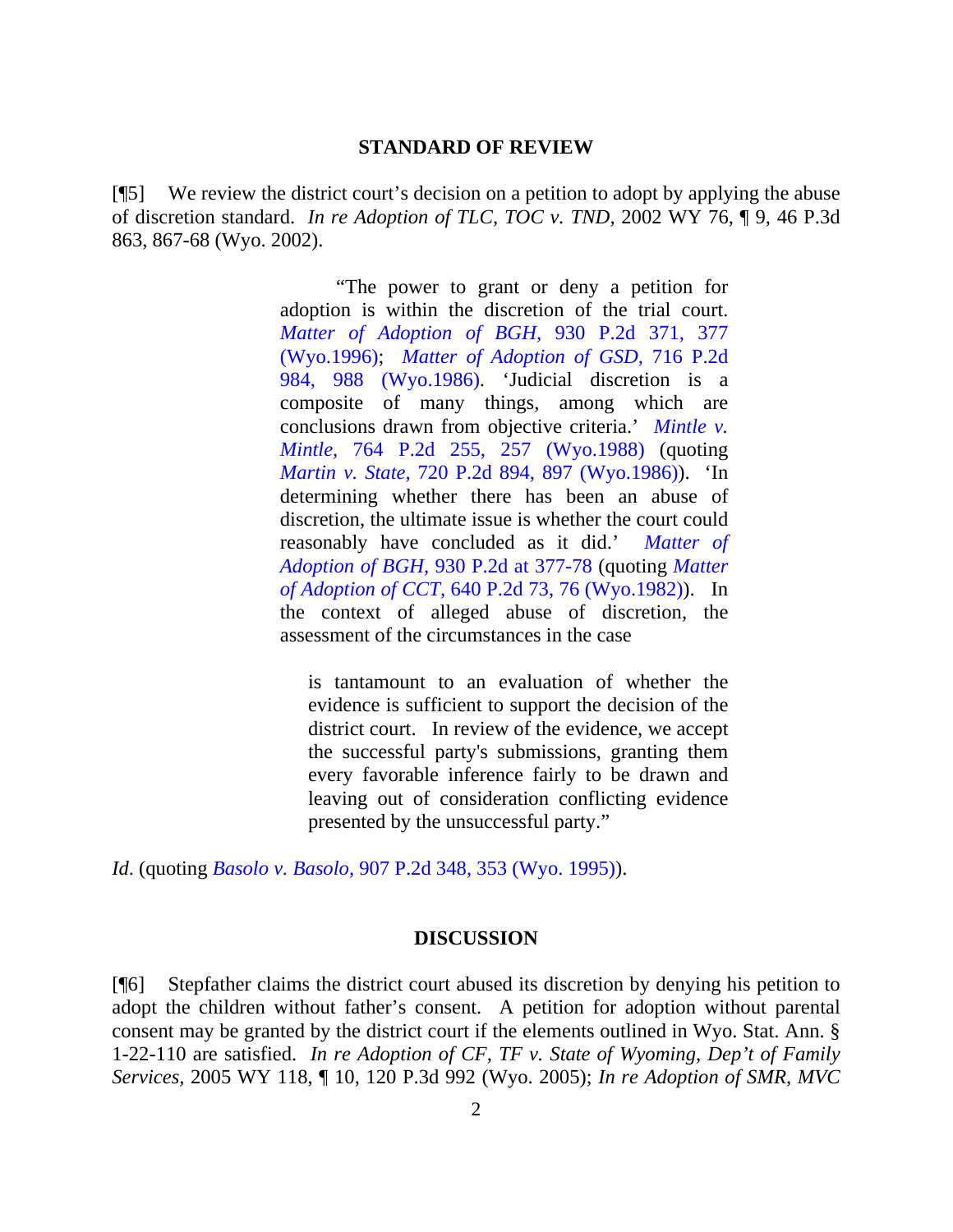### STANDARD OF REVIEW

[¶5] We review the district court's decision on a petition to adopt by applying the abuse of discretion standard. *In re Adoption of TLC, TOC v. TND*, 2002 WY 76, ¶ 9, 46 P.3d 863, 867-68 (Wyo. 2002).

> "The power to grant or deny a petition for adoption is within the discretion of the trial court. *Matter of Adoption of BGH*, 930 P.2d 371, 377 (Wyo.1996); *Matter of Adoption of GSD*, 716 P.2d 984, 988 (Wyo.1986). 'Judicial discretion is a composite of many things, among which are conclusions drawn from objective criteria.' *Mintle v. Mintle*, 764 P.2d 255, 257 (Wyo.1988) (quoting *Martin v. State*, 720 P.2d 894, 897 (Wyo.1986)). 'In determining whether there has been an abuse of discretion, the ultimate issue is whether the court could reasonably have concluded as it did.' *Matter of Adoption of BGH*, 930 P.2d at 377-78 (quoting *Matter of Adoption of CCT*, 640 P.2d 73, 76 (Wyo.1982)). In the context of alleged abuse of discretion, the assessment of the circumstances in the case
>
> > is tantamount to an evaluation of whether the evidence is sufficient to support the decision of the district court. In review of the evidence, we accept the successful party's submissions, granting them every favorable inference fairly to be drawn and leaving out of consideration conflicting evidence presented by the unsuccessful party."

*Id*. (quoting *Basolo v. Basolo*, 907 P.2d 348, 353 (Wyo. 1995)).

### DISCUSSION

[¶6] Stepfather claims the district court abused its discretion by denying his petition to adopt the children without father's consent. A petition for adoption without parental consent may be granted by the district court if the elements outlined in Wyo. Stat. Ann. § 1-22-110 are satisfied. *In re Adoption of CF, TF v. State of Wyoming, Dep't of Family Services*, 2005 WY 118, ¶ 10, 120 P.3d 992 (Wyo. 2005); *In re Adoption of SMR, MVC*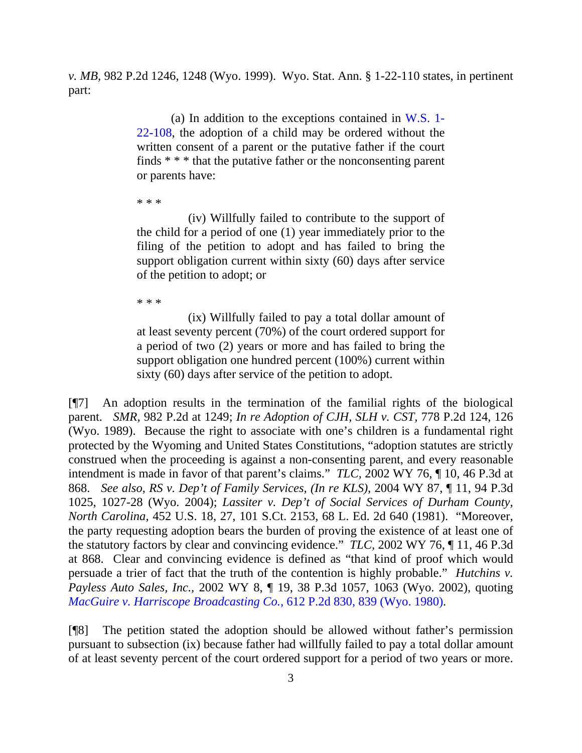*v. MB*, 982 P.2d 1246, 1248 (Wyo. 1999). Wyo. Stat. Ann. § 1-22-110 states, in pertinent part:

> (a) In addition to the exceptions contained in W.S. 1-22-108, the adoption of a child may be ordered without the written consent of a parent or the putative father if the court finds * * * that the putative father or the nonconsenting parent or parents have:
>
> * * *
>
> (iv) Willfully failed to contribute to the support of the child for a period of one (1) year immediately prior to the filing of the petition to adopt and has failed to bring the support obligation current within sixty (60) days after service of the petition to adopt; or
>
> * * *
>
> (ix) Willfully failed to pay a total dollar amount of at least seventy percent (70%) of the court ordered support for a period of two (2) years or more and has failed to bring the support obligation one hundred percent (100%) current within sixty (60) days after service of the petition to adopt.

[¶7] An adoption results in the termination of the familial rights of the biological parent. *SMR*, 982 P.2d at 1249; *In re Adoption of CJH, SLH v. CST*, 778 P.2d 124, 126 (Wyo. 1989). Because the right to associate with one's children is a fundamental right protected by the Wyoming and United States Constitutions, "adoption statutes are strictly construed when the proceeding is against a non-consenting parent, and every reasonable intendment is made in favor of that parent's claims." *TLC*, 2002 WY 76, ¶ 10, 46 P.3d at 868. *See also*, *RS v. Dep't of Family Services, (In re KLS)*, 2004 WY 87, ¶ 11, 94 P.3d 1025, 1027-28 (Wyo. 2004); *Lassiter v. Dep't of Social Services of Durham County, North Carolina*, 452 U.S. 18, 27, 101 S.Ct. 2153, 68 L. Ed. 2d 640 (1981). "Moreover, the party requesting adoption bears the burden of proving the existence of at least one of the statutory factors by clear and convincing evidence." *TLC*, 2002 WY 76, ¶ 11, 46 P.3d at 868. Clear and convincing evidence is defined as "that kind of proof which would persuade a trier of fact that the truth of the contention is highly probable." *Hutchins v. Payless Auto Sales, Inc.*, 2002 WY 8, ¶ 19, 38 P.3d 1057, 1063 (Wyo. 2002), quoting *MacGuire v. Harriscope Broadcasting Co.*, 612 P.2d 830, 839 (Wyo. 1980).

[¶8] The petition stated the adoption should be allowed without father's permission pursuant to subsection (ix) because father had willfully failed to pay a total dollar amount of at least seventy percent of the court ordered support for a period of two years or more.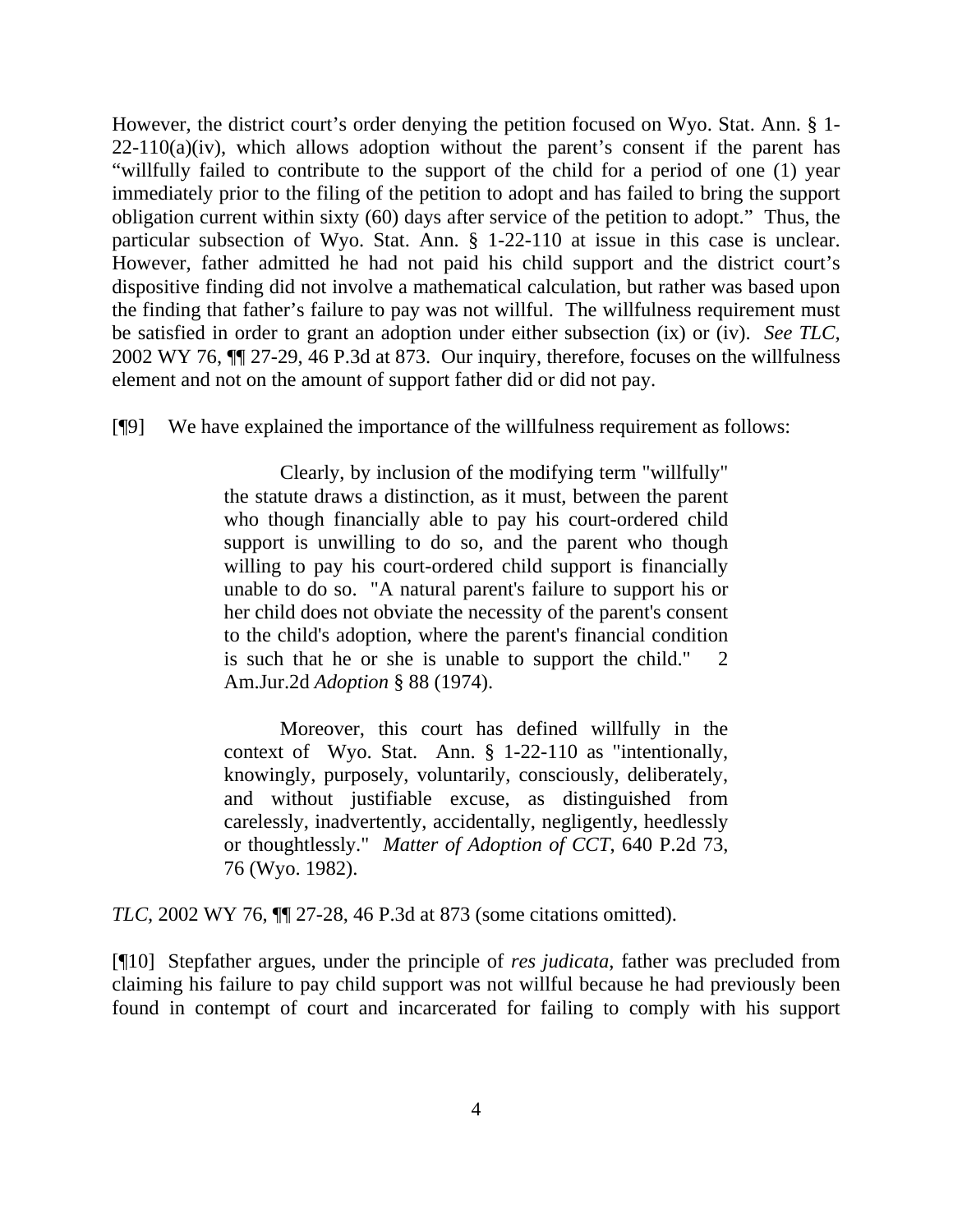However, the district court's order denying the petition focused on Wyo. Stat. Ann. § 1-22-110(a)(iv), which allows adoption without the parent's consent if the parent has "willfully failed to contribute to the support of the child for a period of one (1) year immediately prior to the filing of the petition to adopt and has failed to bring the support obligation current within sixty (60) days after service of the petition to adopt." Thus, the particular subsection of Wyo. Stat. Ann. § 1-22-110 at issue in this case is unclear. However, father admitted he had not paid his child support and the district court's dispositive finding did not involve a mathematical calculation, but rather was based upon the finding that father's failure to pay was not willful. The willfulness requirement must be satisfied in order to grant an adoption under either subsection (ix) or (iv). *See TLC*, 2002 WY 76, ¶¶ 27-29, 46 P.3d at 873. Our inquiry, therefore, focuses on the willfulness element and not on the amount of support father did or did not pay.

[¶9] We have explained the importance of the willfulness requirement as follows:

> Clearly, by inclusion of the modifying term "willfully" the statute draws a distinction, as it must, between the parent who though financially able to pay his court-ordered child support is unwilling to do so, and the parent who though willing to pay his court-ordered child support is financially unable to do so. "A natural parent's failure to support his or her child does not obviate the necessity of the parent's consent to the child's adoption, where the parent's financial condition is such that he or she is unable to support the child." 2 Am.Jur.2d *Adoption* § 88 (1974).
>
> Moreover, this court has defined willfully in the context of Wyo. Stat. Ann. § 1-22-110 as "intentionally, knowingly, purposely, voluntarily, consciously, deliberately, and without justifiable excuse, as distinguished from carelessly, inadvertently, accidentally, negligently, heedlessly or thoughtlessly." *Matter of Adoption of CCT*, 640 P.2d 73, 76 (Wyo. 1982).

*TLC*, 2002 WY 76, ¶¶ 27-28, 46 P.3d at 873 (some citations omitted).

[¶10] Stepfather argues, under the principle of *res judicata*, father was precluded from claiming his failure to pay child support was not willful because he had previously been found in contempt of court and incarcerated for failing to comply with his support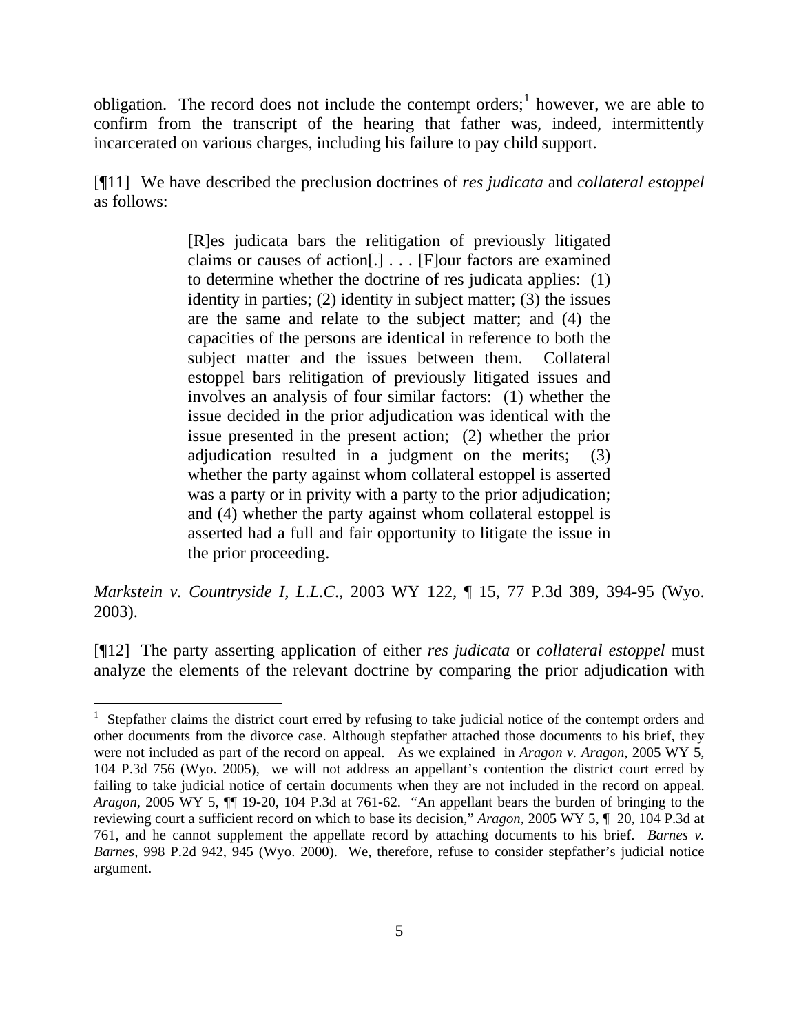obligation. The record does not include the contempt orders;[1] however, we are able to confirm from the transcript of the hearing that father was, indeed, intermittently incarcerated on various charges, including his failure to pay child support.

[¶11] We have described the preclusion doctrines of *res judicata* and *collateral estoppel* as follows:

> [R]es judicata bars the relitigation of previously litigated claims or causes of action[.] . . . [F]our factors are examined to determine whether the doctrine of res judicata applies: (1) identity in parties; (2) identity in subject matter; (3) the issues are the same and relate to the subject matter; and (4) the capacities of the persons are identical in reference to both the subject matter and the issues between them. Collateral estoppel bars relitigation of previously litigated issues and involves an analysis of four similar factors: (1) whether the issue decided in the prior adjudication was identical with the issue presented in the present action; (2) whether the prior adjudication resulted in a judgment on the merits; (3) whether the party against whom collateral estoppel is asserted was a party or in privity with a party to the prior adjudication; and (4) whether the party against whom collateral estoppel is asserted had a full and fair opportunity to litigate the issue in the prior proceeding.

*Markstein v. Countryside I, L.L.C.*, 2003 WY 122, ¶ 15, 77 P.3d 389, 394-95 (Wyo. 2003).

[¶12] The party asserting application of either *res judicata* or *collateral estoppel* must analyze the elements of the relevant doctrine by comparing the prior adjudication with

---

[1] Stepfather claims the district court erred by refusing to take judicial notice of the contempt orders and other documents from the divorce case. Although stepfather attached those documents to his brief, they were not included as part of the record on appeal. As we explained in *Aragon v. Aragon*, 2005 WY 5, 104 P.3d 756 (Wyo. 2005), we will not address an appellant's contention the district court erred by failing to take judicial notice of certain documents when they are not included in the record on appeal. *Aragon*, 2005 WY 5, ¶¶ 19-20, 104 P.3d at 761-62. "An appellant bears the burden of bringing to the reviewing court a sufficient record on which to base its decision," *Aragon*, 2005 WY 5, ¶ 20, 104 P.3d at 761, and he cannot supplement the appellate record by attaching documents to his brief. *Barnes v. Barnes*, 998 P.2d 942, 945 (Wyo. 2000). We, therefore, refuse to consider stepfather's judicial notice argument.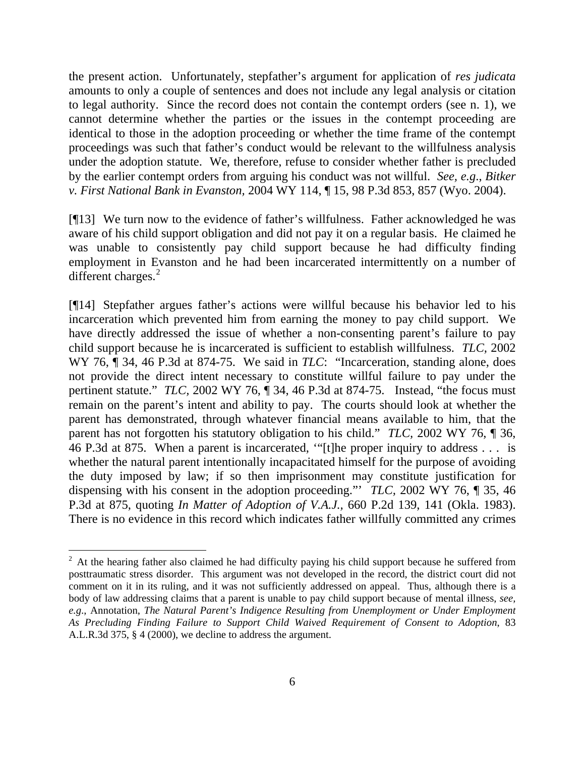the present action. Unfortunately, stepfather's argument for application of *res judicata* amounts to only a couple of sentences and does not include any legal analysis or citation to legal authority. Since the record does not contain the contempt orders (see n. 1), we cannot determine whether the parties or the issues in the contempt proceeding are identical to those in the adoption proceeding or whether the time frame of the contempt proceedings was such that father's conduct would be relevant to the willfulness analysis under the adoption statute. We, therefore, refuse to consider whether father is precluded by the earlier contempt orders from arguing his conduct was not willful. *See, e.g.*, *Bitker v. First National Bank in Evanston*, 2004 WY 114, ¶ 15, 98 P.3d 853, 857 (Wyo. 2004).

[¶13] We turn now to the evidence of father's willfulness. Father acknowledged he was aware of his child support obligation and did not pay it on a regular basis. He claimed he was unable to consistently pay child support because he had difficulty finding employment in Evanston and he had been incarcerated intermittently on a number of different charges.[2]

[¶14] Stepfather argues father's actions were willful because his behavior led to his incarceration which prevented him from earning the money to pay child support. We have directly addressed the issue of whether a non-consenting parent's failure to pay child support because he is incarcerated is sufficient to establish willfulness. *TLC*, 2002 WY 76, ¶ 34, 46 P.3d at 874-75. We said in *TLC*: "Incarceration, standing alone, does not provide the direct intent necessary to constitute willful failure to pay under the pertinent statute." *TLC*, 2002 WY 76, ¶ 34, 46 P.3d at 874-75. Instead, "the focus must remain on the parent's intent and ability to pay. The courts should look at whether the parent has demonstrated, through whatever financial means available to him, that the parent has not forgotten his statutory obligation to his child." *TLC*, 2002 WY 76, ¶ 36, 46 P.3d at 875. When a parent is incarcerated, '"[t]he proper inquiry to address . . . is whether the natural parent intentionally incapacitated himself for the purpose of avoiding the duty imposed by law; if so then imprisonment may constitute justification for dispensing with his consent in the adoption proceeding."' *TLC*, 2002 WY 76, ¶ 35, 46 P.3d at 875, quoting *In Matter of Adoption of V.A.J.*, 660 P.2d 139, 141 (Okla. 1983). There is no evidence in this record which indicates father willfully committed any crimes

[2] At the hearing father also claimed he had difficulty paying his child support because he suffered from posttraumatic stress disorder. This argument was not developed in the record, the district court did not comment on it in its ruling, and it was not sufficiently addressed on appeal. Thus, although there is a body of law addressing claims that a parent is unable to pay child support because of mental illness, *see, e.g.*, Annotation, *The Natural Parent's Indigence Resulting from Unemployment or Under Employment As Precluding Finding Failure to Support Child Waived Requirement of Consent to Adoption*, 83 A.L.R.3d 375, § 4 (2000), we decline to address the argument.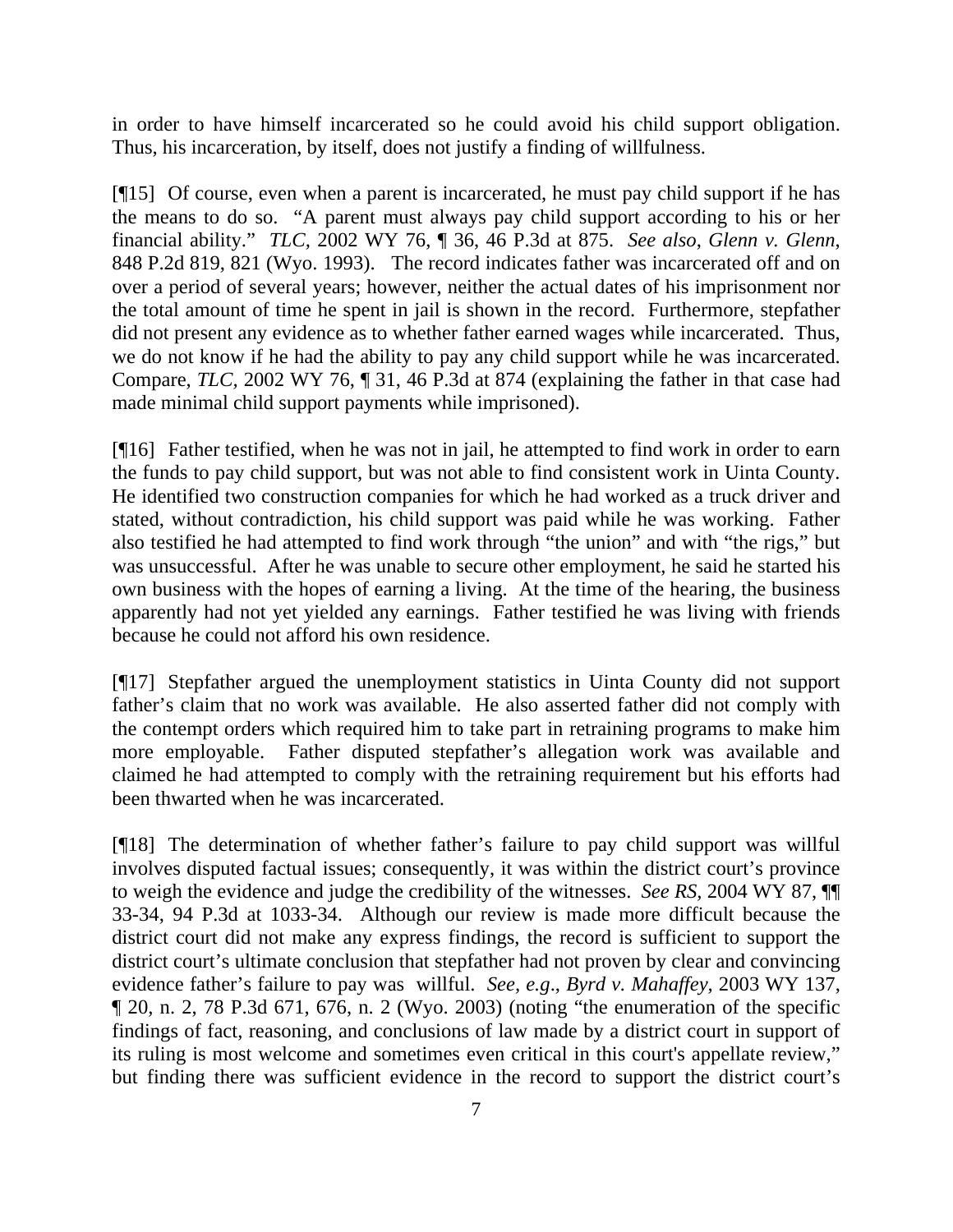in order to have himself incarcerated so he could avoid his child support obligation. Thus, his incarceration, by itself, does not justify a finding of willfulness.

[¶15] Of course, even when a parent is incarcerated, he must pay child support if he has the means to do so. "A parent must always pay child support according to his or her financial ability." *TLC*, 2002 WY 76, ¶ 36, 46 P.3d at 875. *See also*, *Glenn v. Glenn*, 848 P.2d 819, 821 (Wyo. 1993). The record indicates father was incarcerated off and on over a period of several years; however, neither the actual dates of his imprisonment nor the total amount of time he spent in jail is shown in the record. Furthermore, stepfather did not present any evidence as to whether father earned wages while incarcerated. Thus, we do not know if he had the ability to pay any child support while he was incarcerated. Compare, *TLC*, 2002 WY 76, ¶ 31, 46 P.3d at 874 (explaining the father in that case had made minimal child support payments while imprisoned).

[¶16] Father testified, when he was not in jail, he attempted to find work in order to earn the funds to pay child support, but was not able to find consistent work in Uinta County. He identified two construction companies for which he had worked as a truck driver and stated, without contradiction, his child support was paid while he was working. Father also testified he had attempted to find work through "the union" and with "the rigs," but was unsuccessful. After he was unable to secure other employment, he said he started his own business with the hopes of earning a living. At the time of the hearing, the business apparently had not yet yielded any earnings. Father testified he was living with friends because he could not afford his own residence.

[¶17] Stepfather argued the unemployment statistics in Uinta County did not support father's claim that no work was available. He also asserted father did not comply with the contempt orders which required him to take part in retraining programs to make him more employable. Father disputed stepfather's allegation work was available and claimed he had attempted to comply with the retraining requirement but his efforts had been thwarted when he was incarcerated.

[¶18] The determination of whether father's failure to pay child support was willful involves disputed factual issues; consequently, it was within the district court's province to weigh the evidence and judge the credibility of the witnesses. *See RS*, 2004 WY 87, ¶¶ 33-34, 94 P.3d at 1033-34. Although our review is made more difficult because the district court did not make any express findings, the record is sufficient to support the district court's ultimate conclusion that stepfather had not proven by clear and convincing evidence father's failure to pay was willful. *See, e.g.*, *Byrd v. Mahaffey*, 2003 WY 137, ¶ 20, n. 2, 78 P.3d 671, 676, n. 2 (Wyo. 2003) (noting "the enumeration of the specific findings of fact, reasoning, and conclusions of law made by a district court in support of its ruling is most welcome and sometimes even critical in this court's appellate review," but finding there was sufficient evidence in the record to support the district court's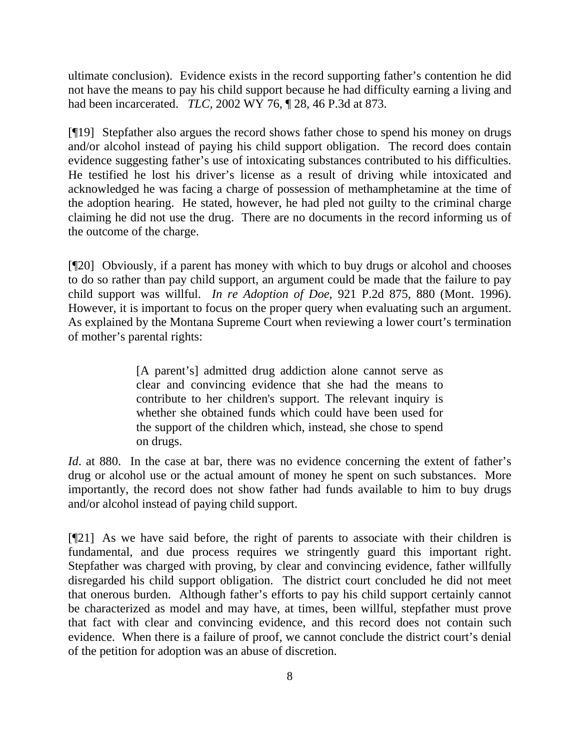ultimate conclusion). Evidence exists in the record supporting father's contention he did not have the means to pay his child support because he had difficulty earning a living and had been incarcerated. *TLC*, 2002 WY 76, ¶ 28, 46 P.3d at 873.

[¶19] Stepfather also argues the record shows father chose to spend his money on drugs and/or alcohol instead of paying his child support obligation. The record does contain evidence suggesting father's use of intoxicating substances contributed to his difficulties. He testified he lost his driver's license as a result of driving while intoxicated and acknowledged he was facing a charge of possession of methamphetamine at the time of the adoption hearing. He stated, however, he had pled not guilty to the criminal charge claiming he did not use the drug. There are no documents in the record informing us of the outcome of the charge.

[¶20] Obviously, if a parent has money with which to buy drugs or alcohol and chooses to do so rather than pay child support, an argument could be made that the failure to pay child support was willful. *In re Adoption of Doe*, 921 P.2d 875, 880 (Mont. 1996). However, it is important to focus on the proper query when evaluating such an argument. As explained by the Montana Supreme Court when reviewing a lower court's termination of mother's parental rights:

> [A parent's] admitted drug addiction alone cannot serve as clear and convincing evidence that she had the means to contribute to her children's support. The relevant inquiry is whether she obtained funds which could have been used for the support of the children which, instead, she chose to spend on drugs.

*Id*. at 880. In the case at bar, there was no evidence concerning the extent of father's drug or alcohol use or the actual amount of money he spent on such substances. More importantly, the record does not show father had funds available to him to buy drugs and/or alcohol instead of paying child support.

[¶21] As we have said before, the right of parents to associate with their children is fundamental, and due process requires we stringently guard this important right. Stepfather was charged with proving, by clear and convincing evidence, father willfully disregarded his child support obligation. The district court concluded he did not meet that onerous burden. Although father's efforts to pay his child support certainly cannot be characterized as model and may have, at times, been willful, stepfather must prove that fact with clear and convincing evidence, and this record does not contain such evidence. When there is a failure of proof, we cannot conclude the district court's denial of the petition for adoption was an abuse of discretion.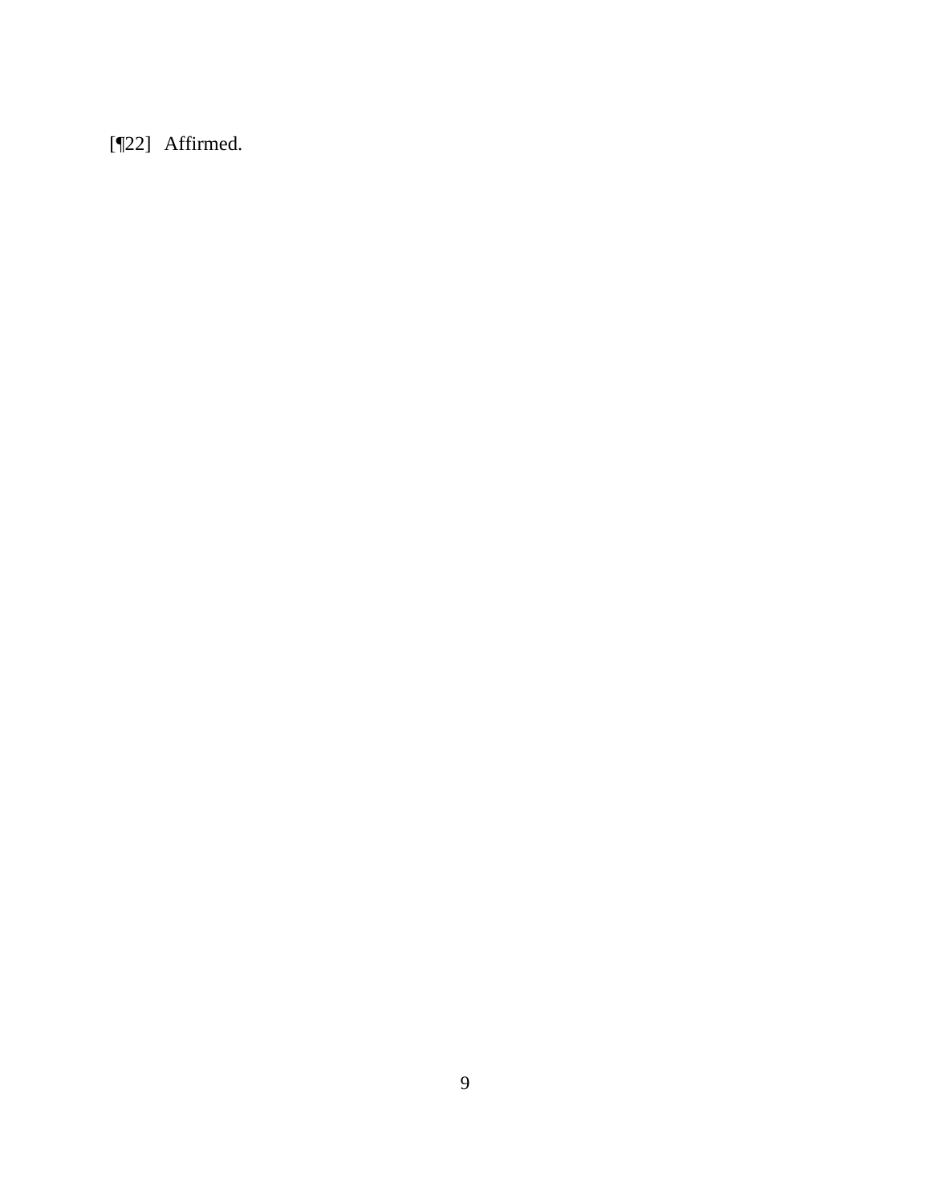[¶22] Affirmed.